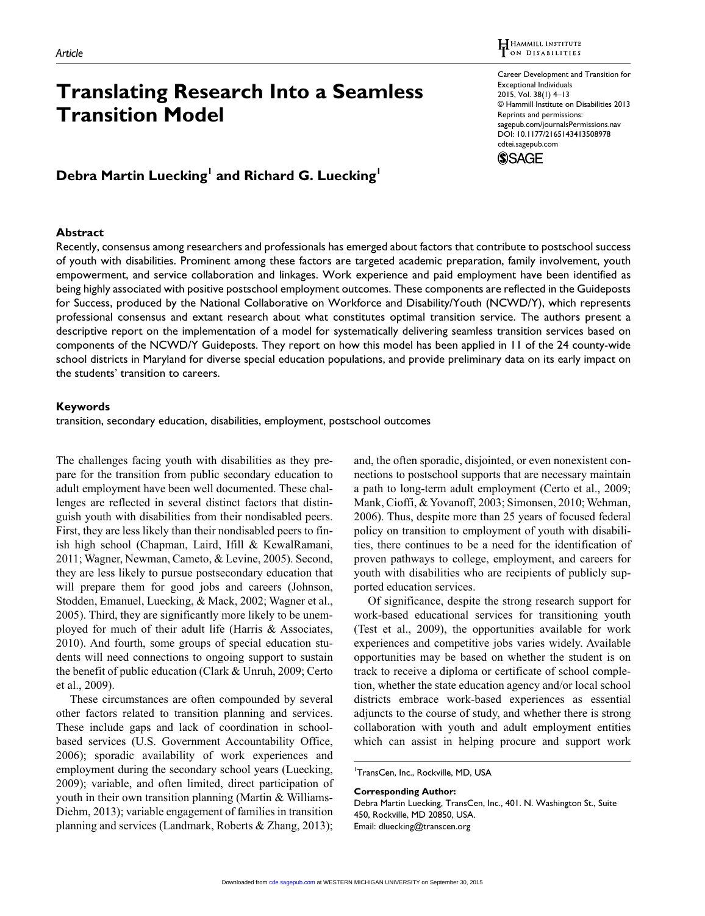Article

# Translating Research Into a Seamless Transition Model

**Debra Martin Luecking[1] and Richard G. Luecking[1]**

## Abstract

Recently, consensus among researchers and professionals has emerged about factors that contribute to postschool success of youth with disabilities. Prominent among these factors are targeted academic preparation, family involvement, youth empowerment, and service collaboration and linkages. Work experience and paid employment have been identified as being highly associated with positive postschool employment outcomes. These components are reflected in the Guideposts for Success, produced by the National Collaborative on Workforce and Disability/Youth (NCWD/Y), which represents professional consensus and extant research about what constitutes optimal transition service. The authors present a descriptive report on the implementation of a model for systematically delivering seamless transition services based on components of the NCWD/Y Guideposts. They report on how this model has been applied in 11 of the 24 county-wide school districts in Maryland for diverse special education populations, and provide preliminary data on its early impact on the students' transition to careers.

## Keywords

transition, secondary education, disabilities, employment, postschool outcomes

The challenges facing youth with disabilities as they prepare for the transition from public secondary education to adult employment have been well documented. These challenges are reflected in several distinct factors that distinguish youth with disabilities from their nondisabled peers. First, they are less likely than their nondisabled peers to finish high school (Chapman, Laird, Ifill & KewalRamani, 2011; Wagner, Newman, Cameto, & Levine, 2005). Second, they are less likely to pursue postsecondary education that will prepare them for good jobs and careers (Johnson, Stodden, Emanuel, Luecking, & Mack, 2002; Wagner et al., 2005). Third, they are significantly more likely to be unemployed for much of their adult life (Harris & Associates, 2010). And fourth, some groups of special education students will need connections to ongoing support to sustain the benefit of public education (Clark & Unruh, 2009; Certo et al., 2009).

These circumstances are often compounded by several other factors related to transition planning and services. These include gaps and lack of coordination in school-based services (U.S. Government Accountability Office, 2006); sporadic availability of work experiences and employment during the secondary school years (Luecking, 2009); variable, and often limited, direct participation of youth in their own transition planning (Martin & Williams-Diehm, 2013); variable engagement of families in transition planning and services (Landmark, Roberts & Zhang, 2013); and, the often sporadic, disjointed, or even nonexistent connections to postschool supports that are necessary maintain a path to long-term adult employment (Certo et al., 2009; Mank, Cioffi, & Yovanoff, 2003; Simonsen, 2010; Wehman, 2006). Thus, despite more than 25 years of focused federal policy on transition to employment of youth with disabilities, there continues to be a need for the identification of proven pathways to college, employment, and careers for youth with disabilities who are recipients of publicly supported education services.

Of significance, despite the strong research support for work-based educational services for transitioning youth (Test et al., 2009), the opportunities available for work experiences and competitive jobs varies widely. Available opportunities may be based on whether the student is on track to receive a diploma or certificate of school completion, whether the state education agency and/or local school districts embrace work-based experiences as essential adjuncts to the course of study, and whether there is strong collaboration with youth and adult employment entities which can assist in helping procure and support work

[1]TransCen, Inc., Rockville, MD, USA

**Corresponding Author:**
Debra Martin Luecking, TransCen, Inc., 401. N. Washington St., Suite 450, Rockville, MD 20850, USA.
Email: dluecking@transcen.org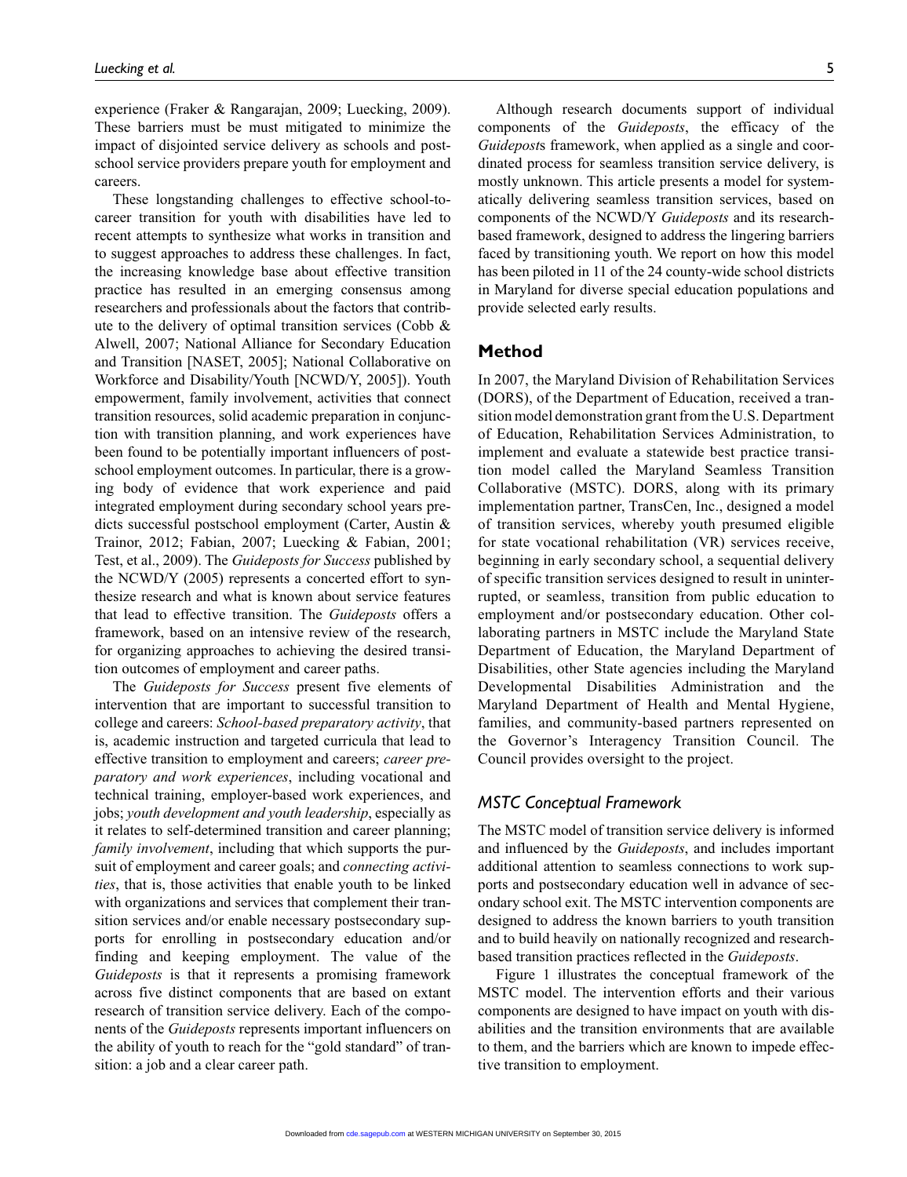experience (Fraker & Rangarajan, 2009; Luecking, 2009). These barriers must be must mitigated to minimize the impact of disjointed service delivery as schools and postschool service providers prepare youth for employment and careers.

These longstanding challenges to effective school-to-career transition for youth with disabilities have led to recent attempts to synthesize what works in transition and to suggest approaches to address these challenges. In fact, the increasing knowledge base about effective transition practice has resulted in an emerging consensus among researchers and professionals about the factors that contribute to the delivery of optimal transition services (Cobb & Alwell, 2007; National Alliance for Secondary Education and Transition [NASET, 2005]; National Collaborative on Workforce and Disability/Youth [NCWD/Y, 2005]). Youth empowerment, family involvement, activities that connect transition resources, solid academic preparation in conjunction with transition planning, and work experiences have been found to be potentially important influencers of postschool employment outcomes. In particular, there is a growing body of evidence that work experience and paid integrated employment during secondary school years predicts successful postschool employment (Carter, Austin & Trainor, 2012; Fabian, 2007; Luecking & Fabian, 2001; Test, et al., 2009). The *Guideposts for Success* published by the NCWD/Y (2005) represents a concerted effort to synthesize research and what is known about service features that lead to effective transition. The *Guideposts* offers a framework, based on an intensive review of the research, for organizing approaches to achieving the desired transition outcomes of employment and career paths.

The *Guideposts for Success* present five elements of intervention that are important to successful transition to college and careers: *School-based preparatory activity*, that is, academic instruction and targeted curricula that lead to effective transition to employment and careers; *career preparatory and work experiences*, including vocational and technical training, employer-based work experiences, and jobs; *youth development and youth leadership*, especially as it relates to self-determined transition and career planning; *family involvement*, including that which supports the pursuit of employment and career goals; and *connecting activities*, that is, those activities that enable youth to be linked with organizations and services that complement their transition services and/or enable necessary postsecondary supports for enrolling in postsecondary education and/or finding and keeping employment. The value of the *Guideposts* is that it represents a promising framework across five distinct components that are based on extant research of transition service delivery. Each of the components of the *Guideposts* represents important influencers on the ability of youth to reach for the "gold standard" of transition: a job and a clear career path.

Although research documents support of individual components of the *Guideposts*, the efficacy of the *Guideposts* framework, when applied as a single and coordinated process for seamless transition service delivery, is mostly unknown. This article presents a model for systematically delivering seamless transition services, based on components of the NCWD/Y *Guideposts* and its research-based framework, designed to address the lingering barriers faced by transitioning youth. We report on how this model has been piloted in 11 of the 24 county-wide school districts in Maryland for diverse special education populations and provide selected early results.

## Method

In 2007, the Maryland Division of Rehabilitation Services (DORS), of the Department of Education, received a transition model demonstration grant from the U.S. Department of Education, Rehabilitation Services Administration, to implement and evaluate a statewide best practice transition model called the Maryland Seamless Transition Collaborative (MSTC). DORS, along with its primary implementation partner, TransCen, Inc., designed a model of transition services, whereby youth presumed eligible for state vocational rehabilitation (VR) services receive, beginning in early secondary school, a sequential delivery of specific transition services designed to result in uninterrupted, or seamless, transition from public education to employment and/or postsecondary education. Other collaborating partners in MSTC include the Maryland State Department of Education, the Maryland Department of Disabilities, other State agencies including the Maryland Developmental Disabilities Administration and the Maryland Department of Health and Mental Hygiene, families, and community-based partners represented on the Governor's Interagency Transition Council. The Council provides oversight to the project.

### *MSTC Conceptual Framework*

The MSTC model of transition service delivery is informed and influenced by the *Guideposts*, and includes important additional attention to seamless connections to work supports and postsecondary education well in advance of secondary school exit. The MSTC intervention components are designed to address the known barriers to youth transition and to build heavily on nationally recognized and research-based transition practices reflected in the *Guideposts*.

Figure 1 illustrates the conceptual framework of the MSTC model. The intervention efforts and their various components are designed to have impact on youth with disabilities and the transition environments that are available to them, and the barriers which are known to impede effective transition to employment.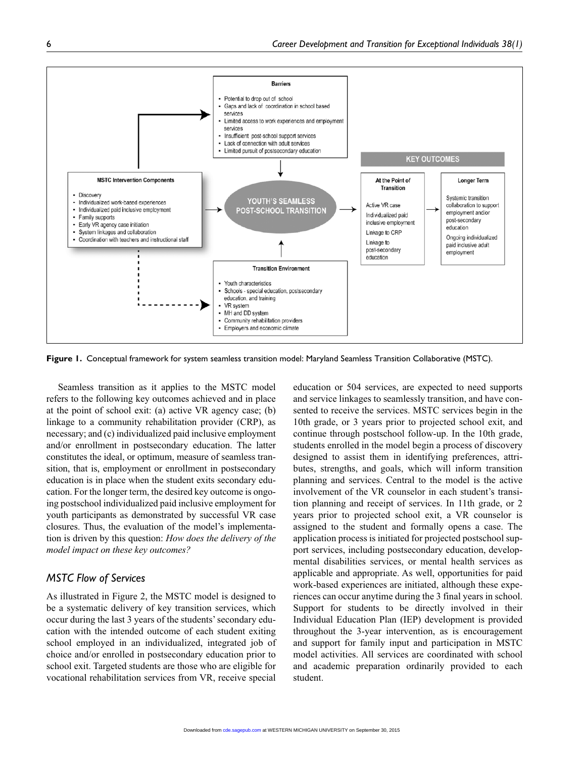**Barriers**

- Potential to drop out of school
- Gaps and lack of coordination in school based services
- Limited access to work experiences and employment services
- Insufficient post-school support services
- Lack of connection with adult services
- Limited pursuit of postsecondary education

**MSTC Intervention Components**

- Discovery
- Individualized work-based experiences
- Individualized paid inclusive employment
- Family supports
- Early VR agency case initiation
- System linkages and collaboration
- Coordination with teachers and instructional staff

**YOUTH'S SEAMLESS POST-SCHOOL TRANSITION**

**Transition Environment**

- Youth characteristics
- Schools - special education, postsecondary education, and training
- VR system
- MH and DD system
- Community rehabilitation providers
- Employers and economic climate

**KEY OUTCOMES**

**At the Point of Transition**

Active VR case

Individualized paid inclusive employment

Linkage to CRP

Linkage to post-secondary education

**Longer Term**

Systemic transition collaboration to support employment and/or post-secondary education

Ongoing individualized paid inclusive adult employment

**Figure 1.** Conceptual framework for system seamless transition model: Maryland Seamless Transition Collaborative (MSTC).

Seamless transition as it applies to the MSTC model refers to the following key outcomes achieved and in place at the point of school exit: (a) active VR agency case; (b) linkage to a community rehabilitation provider (CRP), as necessary; and (c) individualized paid inclusive employment and/or enrollment in postsecondary education. The latter constitutes the ideal, or optimum, measure of seamless transition, that is, employment or enrollment in postsecondary education is in place when the student exits secondary education. For the longer term, the desired key outcome is ongoing postschool individualized paid inclusive employment for youth participants as demonstrated by successful VR case closures. Thus, the evaluation of the model's implementation is driven by this question: *How does the delivery of the model impact on these key outcomes?*

## MSTC Flow of Services

As illustrated in Figure 2, the MSTC model is designed to be a systematic delivery of key transition services, which occur during the last 3 years of the students' secondary education with the intended outcome of each student exiting school employed in an individualized, integrated job of choice and/or enrolled in postsecondary education prior to school exit. Targeted students are those who are eligible for vocational rehabilitation services from VR, receive special education or 504 services, are expected to need supports and service linkages to seamlessly transition, and have consented to receive the services. MSTC services begin in the 10th grade, or 3 years prior to projected school exit, and continue through postschool follow-up. In the 10th grade, students enrolled in the model begin a process of discovery designed to assist them in identifying preferences, attributes, strengths, and goals, which will inform transition planning and services. Central to the model is the active involvement of the VR counselor in each student's transition planning and receipt of services. In 11th grade, or 2 years prior to projected school exit, a VR counselor is assigned to the student and formally opens a case. The application process is initiated for projected postschool support services, including postsecondary education, developmental disabilities services, or mental health services as applicable and appropriate. As well, opportunities for paid work-based experiences are initiated, although these experiences can occur anytime during the 3 final years in school. Support for students to be directly involved in their Individual Education Plan (IEP) development is provided throughout the 3-year intervention, as is encouragement and support for family input and participation in MSTC model activities. All services are coordinated with school and academic preparation ordinarily provided to each student.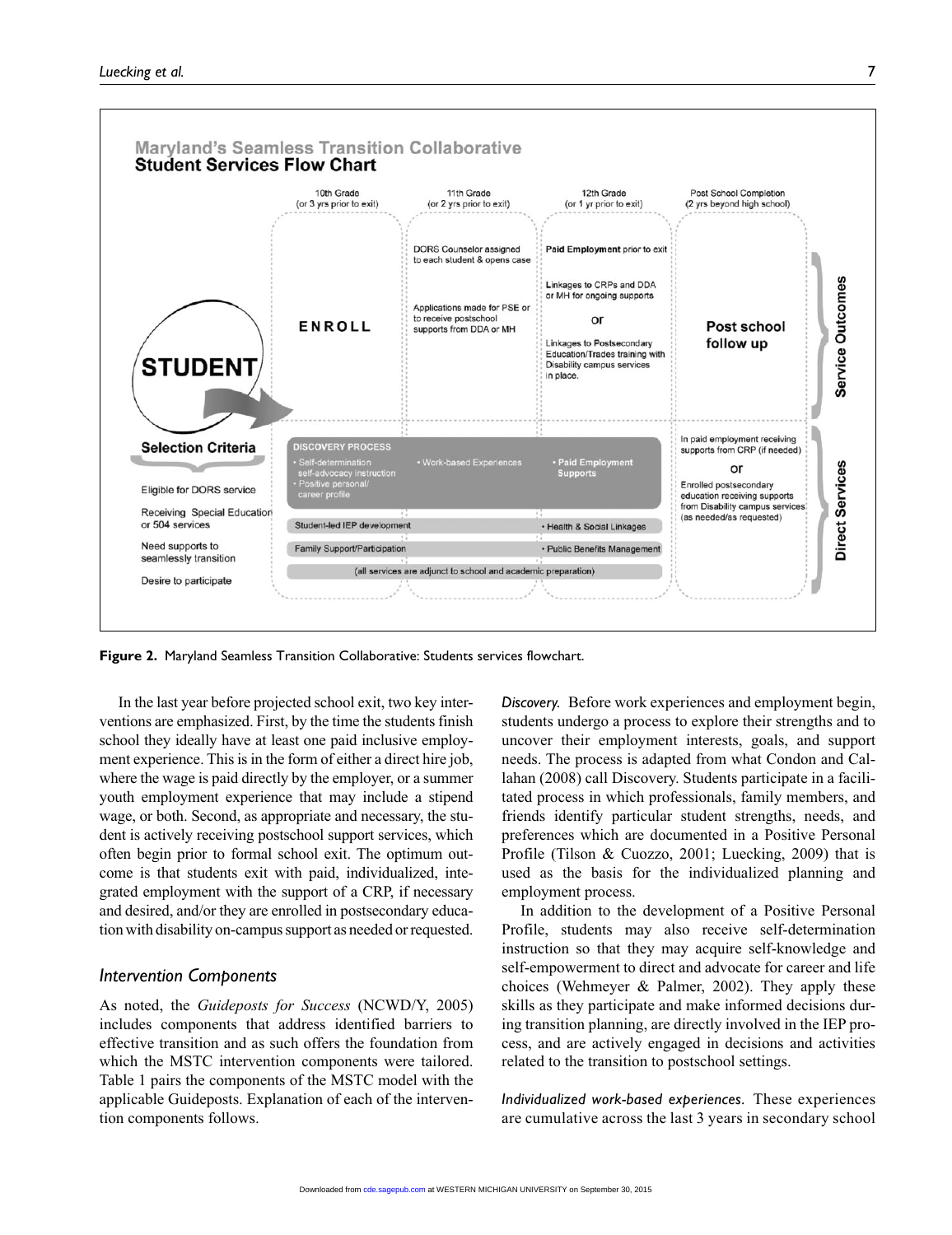**Figure 2.** Maryland Seamless Transition Collaborative: Students services flowchart.

In the last year before projected school exit, two key interventions are emphasized. First, by the time the students finish school they ideally have at least one paid inclusive employment experience. This is in the form of either a direct hire job, where the wage is paid directly by the employer, or a summer youth employment experience that may include a stipend wage, or both. Second, as appropriate and necessary, the student is actively receiving postschool support services, which often begin prior to formal school exit. The optimum outcome is that students exit with paid, individualized, integrated employment with the support of a CRP, if necessary and desired, and/or they are enrolled in postsecondary education with disability on-campus support as needed or requested.

### *Intervention Components*

As noted, the *Guideposts for Success* (NCWD/Y, 2005) includes components that address identified barriers to effective transition and as such offers the foundation from which the MSTC intervention components were tailored. Table 1 pairs the components of the MSTC model with the applicable Guideposts. Explanation of each of the intervention components follows.

*Discovery.* Before work experiences and employment begin, students undergo a process to explore their strengths and to uncover their employment interests, goals, and support needs. The process is adapted from what Condon and Callahan (2008) call Discovery. Students participate in a facilitated process in which professionals, family members, and friends identify particular student strengths, needs, and preferences which are documented in a Positive Personal Profile (Tilson & Cuozzo, 2001; Luecking, 2009) that is used as the basis for the individualized planning and employment process.

In addition to the development of a Positive Personal Profile, students may also receive self-determination instruction so that they may acquire self-knowledge and self-empowerment to direct and advocate for career and life choices (Wehmeyer & Palmer, 2002). They apply these skills as they participate and make informed decisions during transition planning, are directly involved in the IEP process, and are actively engaged in decisions and activities related to the transition to postschool settings.

*Individualized work-based experiences.* These experiences are cumulative across the last 3 years in secondary school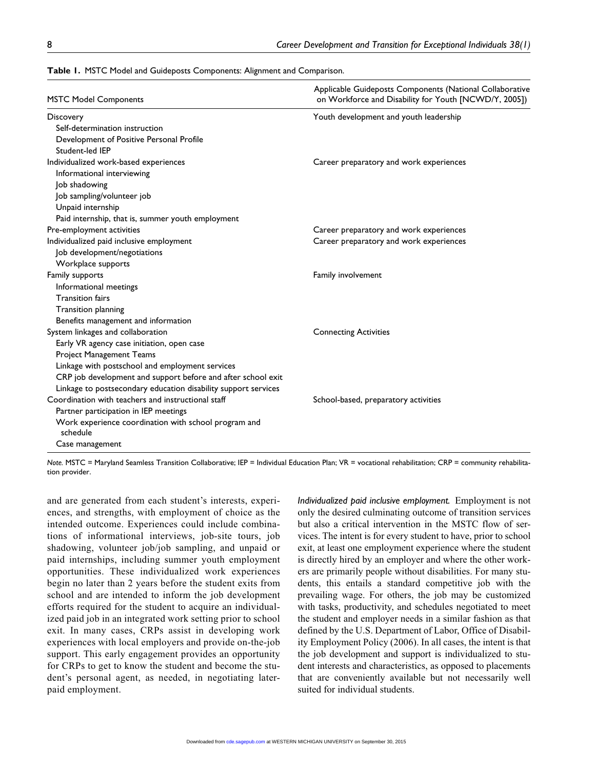**Table 1.** MSTC Model and Guideposts Components: Alignment and Comparison.

| MSTC Model Components | Applicable Guideposts Components (National Collaborative on Workforce and Disability for Youth [NCWD/Y, 2005]) |
|---|---|
| Discovery | Youth development and youth leadership |
| Self-determination instruction | |
| Development of Positive Personal Profile | |
| Student-led IEP | |
| Individualized work-based experiences | Career preparatory and work experiences |
| Informational interviewing | |
| Job shadowing | |
| Job sampling/volunteer job | |
| Unpaid internship | |
| Paid internship, that is, summer youth employment | |
| Pre-employment activities | Career preparatory and work experiences |
| Individualized paid inclusive employment | Career preparatory and work experiences |
| Job development/negotiations | |
| Workplace supports | |
| Family supports | Family involvement |
| Informational meetings | |
| Transition fairs | |
| Transition planning | |
| Benefits management and information | |
| System linkages and collaboration | Connecting Activities |
| Early VR agency case initiation, open case | |
| Project Management Teams | |
| Linkage with postschool and employment services | |
| CRP job development and support before and after school exit | |
| Linkage to postsecondary education disability support services | |
| Coordination with teachers and instructional staff | School-based, preparatory activities |
| Partner participation in IEP meetings | |
| Work experience coordination with school program and schedule | |
| Case management | |

*Note.* MSTC = Maryland Seamless Transition Collaborative; IEP = Individual Education Plan; VR = vocational rehabilitation; CRP = community rehabilitation provider.

and are generated from each student's interests, experiences, and strengths, with employment of choice as the intended outcome. Experiences could include combinations of informational interviews, job-site tours, job shadowing, volunteer job/job sampling, and unpaid or paid internships, including summer youth employment opportunities. These individualized work experiences begin no later than 2 years before the student exits from school and are intended to inform the job development efforts required for the student to acquire an individualized paid job in an integrated work setting prior to school exit. In many cases, CRPs assist in developing work experiences with local employers and provide on-the-job support. This early engagement provides an opportunity for CRPs to get to know the student and become the student's personal agent, as needed, in negotiating later-paid employment.

*Individualized paid inclusive employment.* Employment is not only the desired culminating outcome of transition services but also a critical intervention in the MSTC flow of services. The intent is for every student to have, prior to school exit, at least one employment experience where the student is directly hired by an employer and where the other workers are primarily people without disabilities. For many students, this entails a standard competitive job with the prevailing wage. For others, the job may be customized with tasks, productivity, and schedules negotiated to meet the student and employer needs in a similar fashion as that defined by the U.S. Department of Labor, Office of Disability Employment Policy (2006). In all cases, the intent is that the job development and support is individualized to student interests and characteristics, as opposed to placements that are conveniently available but not necessarily well suited for individual students.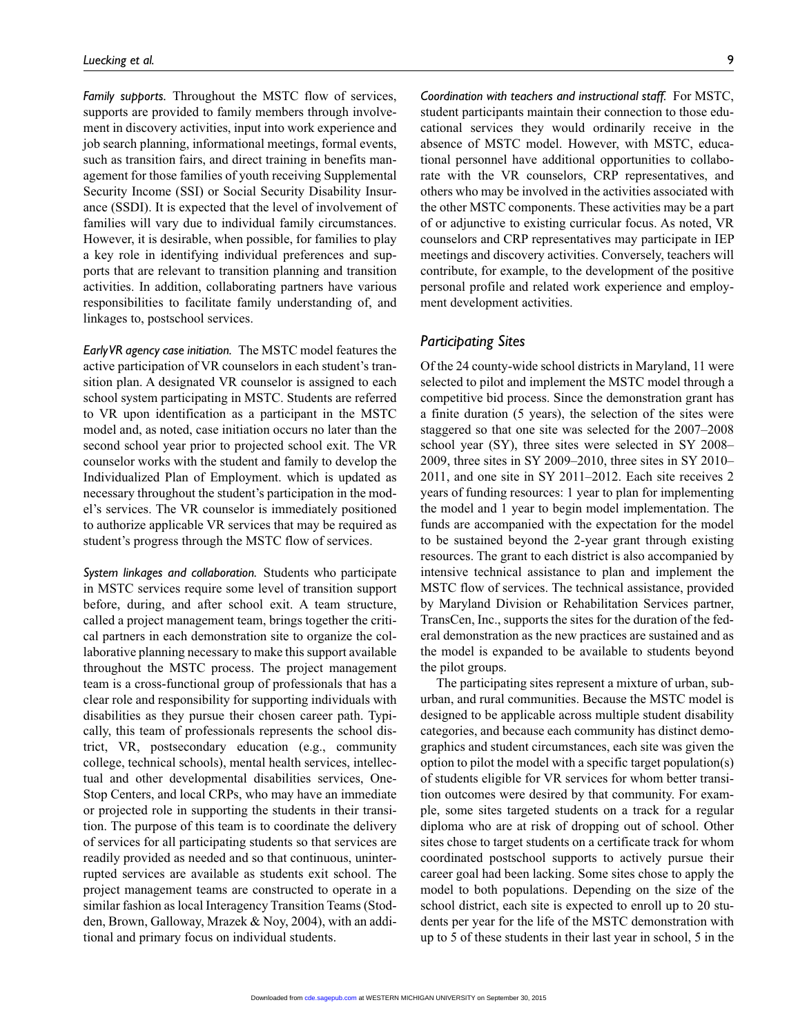*Family supports.* Throughout the MSTC flow of services, supports are provided to family members through involvement in discovery activities, input into work experience and job search planning, informational meetings, formal events, such as transition fairs, and direct training in benefits management for those families of youth receiving Supplemental Security Income (SSI) or Social Security Disability Insurance (SSDI). It is expected that the level of involvement of families will vary due to individual family circumstances. However, it is desirable, when possible, for families to play a key role in identifying individual preferences and supports that are relevant to transition planning and transition activities. In addition, collaborating partners have various responsibilities to facilitate family understanding of, and linkages to, postschool services.

*Early VR agency case initiation.* The MSTC model features the active participation of VR counselors in each student's transition plan. A designated VR counselor is assigned to each school system participating in MSTC. Students are referred to VR upon identification as a participant in the MSTC model and, as noted, case initiation occurs no later than the second school year prior to projected school exit. The VR counselor works with the student and family to develop the Individualized Plan of Employment. which is updated as necessary throughout the student's participation in the model's services. The VR counselor is immediately positioned to authorize applicable VR services that may be required as student's progress through the MSTC flow of services.

*System linkages and collaboration.* Students who participate in MSTC services require some level of transition support before, during, and after school exit. A team structure, called a project management team, brings together the critical partners in each demonstration site to organize the collaborative planning necessary to make this support available throughout the MSTC process. The project management team is a cross-functional group of professionals that has a clear role and responsibility for supporting individuals with disabilities as they pursue their chosen career path. Typically, this team of professionals represents the school district, VR, postsecondary education (e.g., community college, technical schools), mental health services, intellectual and other developmental disabilities services, One-Stop Centers, and local CRPs, who may have an immediate or projected role in supporting the students in their transition. The purpose of this team is to coordinate the delivery of services for all participating students so that services are readily provided as needed and so that continuous, uninterrupted services are available as students exit school. The project management teams are constructed to operate in a similar fashion as local Interagency Transition Teams (Stodden, Brown, Galloway, Mrazek & Noy, 2004), with an additional and primary focus on individual students.

*Coordination with teachers and instructional staff.* For MSTC, student participants maintain their connection to those educational services they would ordinarily receive in the absence of MSTC model. However, with MSTC, educational personnel have additional opportunities to collaborate with the VR counselors, CRP representatives, and others who may be involved in the activities associated with the other MSTC components. These activities may be a part of or adjunctive to existing curricular focus. As noted, VR counselors and CRP representatives may participate in IEP meetings and discovery activities. Conversely, teachers will contribute, for example, to the development of the positive personal profile and related work experience and employment development activities.

## Participating Sites

Of the 24 county-wide school districts in Maryland, 11 were selected to pilot and implement the MSTC model through a competitive bid process. Since the demonstration grant has a finite duration (5 years), the selection of the sites were staggered so that one site was selected for the 2007–2008 school year (SY), three sites were selected in SY 2008–2009, three sites in SY 2009–2010, three sites in SY 2010–2011, and one site in SY 2011–2012. Each site receives 2 years of funding resources: 1 year to plan for implementing the model and 1 year to begin model implementation. The funds are accompanied with the expectation for the model to be sustained beyond the 2-year grant through existing resources. The grant to each district is also accompanied by intensive technical assistance to plan and implement the MSTC flow of services. The technical assistance, provided by Maryland Division or Rehabilitation Services partner, TransCen, Inc., supports the sites for the duration of the federal demonstration as the new practices are sustained and as the model is expanded to be available to students beyond the pilot groups.

The participating sites represent a mixture of urban, suburban, and rural communities. Because the MSTC model is designed to be applicable across multiple student disability categories, and because each community has distinct demographics and student circumstances, each site was given the option to pilot the model with a specific target population(s) of students eligible for VR services for whom better transition outcomes were desired by that community. For example, some sites targeted students on a track for a regular diploma who are at risk of dropping out of school. Other sites chose to target students on a certificate track for whom coordinated postschool supports to actively pursue their career goal had been lacking. Some sites chose to apply the model to both populations. Depending on the size of the school district, each site is expected to enroll up to 20 students per year for the life of the MSTC demonstration with up to 5 of these students in their last year in school, 5 in the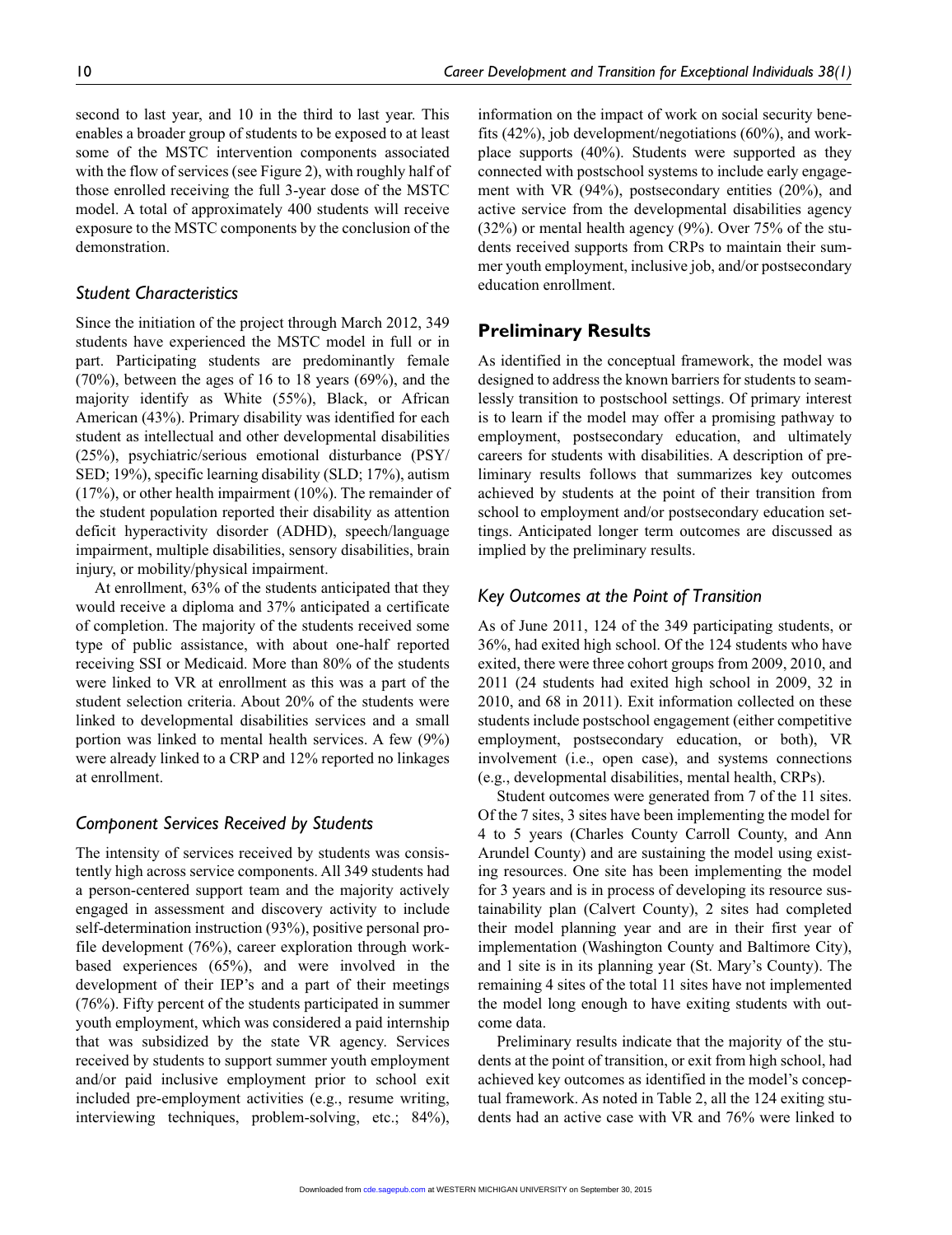second to last year, and 10 in the third to last year. This enables a broader group of students to be exposed to at least some of the MSTC intervention components associated with the flow of services (see Figure 2), with roughly half of those enrolled receiving the full 3-year dose of the MSTC model. A total of approximately 400 students will receive exposure to the MSTC components by the conclusion of the demonstration.

### *Student Characteristics*

Since the initiation of the project through March 2012, 349 students have experienced the MSTC model in full or in part. Participating students are predominantly female (70%), between the ages of 16 to 18 years (69%), and the majority identify as White (55%), Black, or African American (43%). Primary disability was identified for each student as intellectual and other developmental disabilities (25%), psychiatric/serious emotional disturbance (PSY/SED; 19%), specific learning disability (SLD; 17%), autism (17%), or other health impairment (10%). The remainder of the student population reported their disability as attention deficit hyperactivity disorder (ADHD), speech/language impairment, multiple disabilities, sensory disabilities, brain injury, or mobility/physical impairment.

At enrollment, 63% of the students anticipated that they would receive a diploma and 37% anticipated a certificate of completion. The majority of the students received some type of public assistance, with about one-half reported receiving SSI or Medicaid. More than 80% of the students were linked to VR at enrollment as this was a part of the student selection criteria. About 20% of the students were linked to developmental disabilities services and a small portion was linked to mental health services. A few (9%) were already linked to a CRP and 12% reported no linkages at enrollment.

### *Component Services Received by Students*

The intensity of services received by students was consistently high across service components. All 349 students had a person-centered support team and the majority actively engaged in assessment and discovery activity to include self-determination instruction (93%), positive personal profile development (76%), career exploration through work-based experiences (65%), and were involved in the development of their IEP's and a part of their meetings (76%). Fifty percent of the students participated in summer youth employment, which was considered a paid internship that was subsidized by the state VR agency. Services received by students to support summer youth employment and/or paid inclusive employment prior to school exit included pre-employment activities (e.g., resume writing, interviewing techniques, problem-solving, etc.; 84%), information on the impact of work on social security benefits (42%), job development/negotiations (60%), and workplace supports (40%). Students were supported as they connected with postschool systems to include early engagement with VR (94%), postsecondary entities (20%), and active service from the developmental disabilities agency (32%) or mental health agency (9%). Over 75% of the students received supports from CRPs to maintain their summer youth employment, inclusive job, and/or postsecondary education enrollment.

## Preliminary Results

As identified in the conceptual framework, the model was designed to address the known barriers for students to seamlessly transition to postschool settings. Of primary interest is to learn if the model may offer a promising pathway to employment, postsecondary education, and ultimately careers for students with disabilities. A description of preliminary results follows that summarizes key outcomes achieved by students at the point of their transition from school to employment and/or postsecondary education settings. Anticipated longer term outcomes are discussed as implied by the preliminary results.

### *Key Outcomes at the Point of Transition*

As of June 2011, 124 of the 349 participating students, or 36%, had exited high school. Of the 124 students who have exited, there were three cohort groups from 2009, 2010, and 2011 (24 students had exited high school in 2009, 32 in 2010, and 68 in 2011). Exit information collected on these students include postschool engagement (either competitive employment, postsecondary education, or both), VR involvement (i.e., open case), and systems connections (e.g., developmental disabilities, mental health, CRPs).

Student outcomes were generated from 7 of the 11 sites. Of the 7 sites, 3 sites have been implementing the model for 4 to 5 years (Charles County Carroll County, and Ann Arundel County) and are sustaining the model using existing resources. One site has been implementing the model for 3 years and is in process of developing its resource sustainability plan (Calvert County), 2 sites had completed their model planning year and are in their first year of implementation (Washington County and Baltimore City), and 1 site is in its planning year (St. Mary's County). The remaining 4 sites of the total 11 sites have not implemented the model long enough to have exiting students with outcome data.

Preliminary results indicate that the majority of the students at the point of transition, or exit from high school, had achieved key outcomes as identified in the model's conceptual framework. As noted in Table 2, all the 124 exiting students had an active case with VR and 76% were linked to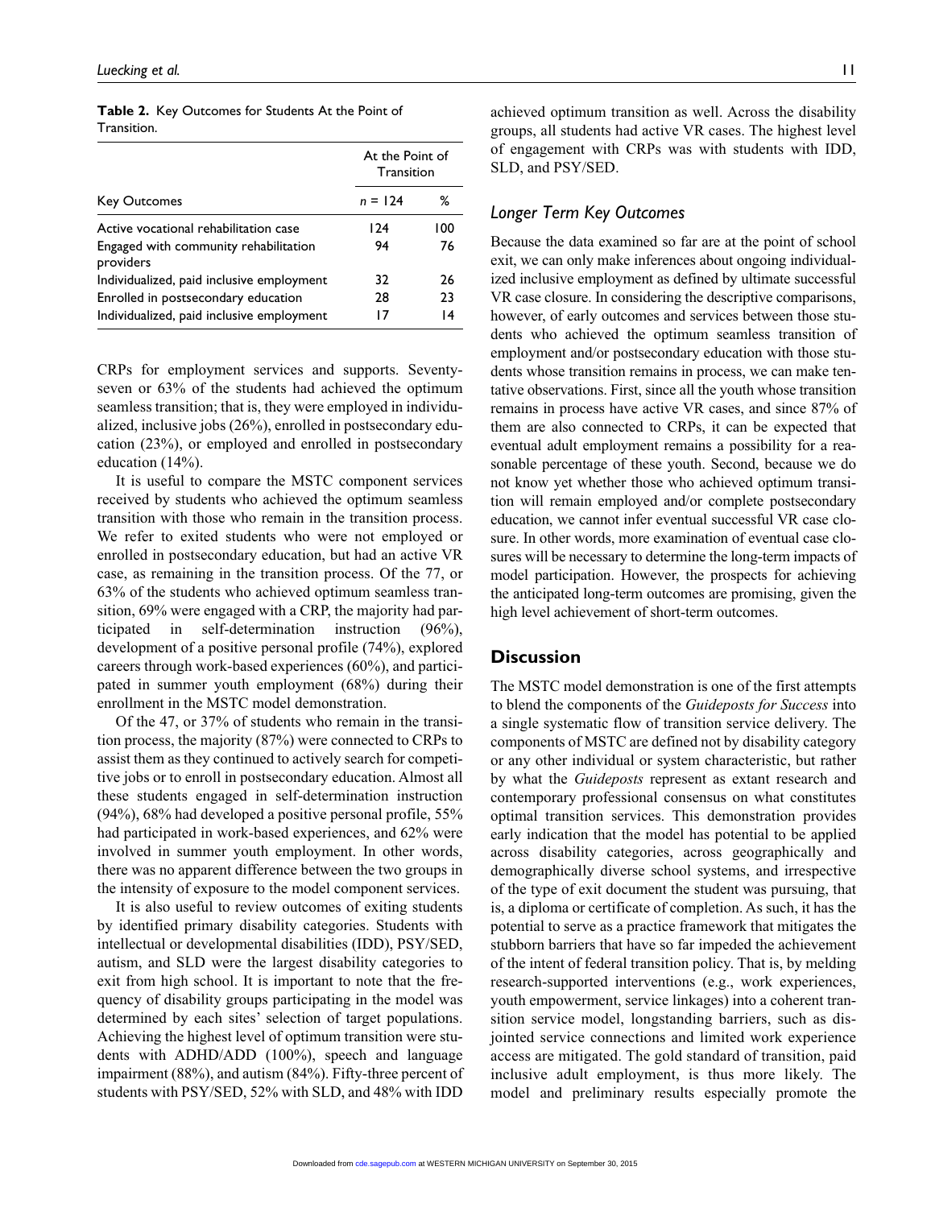**Table 2.** Key Outcomes for Students At the Point of Transition.

| Key Outcomes | At the Point of Transition | |
|---|---|---|
| | $n$ = 124 | % |
| Active vocational rehabilitation case | 124 | 100 |
| Engaged with community rehabilitation providers | 94 | 76 |
| Individualized, paid inclusive employment | 32 | 26 |
| Enrolled in postsecondary education | 28 | 23 |
| Individualized, paid inclusive employment | 17 | 14 |

CRPs for employment services and supports. Seventy-seven or 63% of the students had achieved the optimum seamless transition; that is, they were employed in individualized, inclusive jobs (26%), enrolled in postsecondary education (23%), or employed and enrolled in postsecondary education (14%).

It is useful to compare the MSTC component services received by students who achieved the optimum seamless transition with those who remain in the transition process. We refer to exited students who were not employed or enrolled in postsecondary education, but had an active VR case, as remaining in the transition process. Of the 77, or 63% of the students who achieved optimum seamless transition, 69% were engaged with a CRP, the majority had participated in self-determination instruction (96%), development of a positive personal profile (74%), explored careers through work-based experiences (60%), and participated in summer youth employment (68%) during their enrollment in the MSTC model demonstration.

Of the 47, or 37% of students who remain in the transition process, the majority (87%) were connected to CRPs to assist them as they continued to actively search for competitive jobs or to enroll in postsecondary education. Almost all these students engaged in self-determination instruction (94%), 68% had developed a positive personal profile, 55% had participated in work-based experiences, and 62% were involved in summer youth employment. In other words, there was no apparent difference between the two groups in the intensity of exposure to the model component services.

It is also useful to review outcomes of exiting students by identified primary disability categories. Students with intellectual or developmental disabilities (IDD), PSY/SED, autism, and SLD were the largest disability categories to exit from high school. It is important to note that the frequency of disability groups participating in the model was determined by each sites' selection of target populations. Achieving the highest level of optimum transition were students with ADHD/ADD (100%), speech and language impairment (88%), and autism (84%). Fifty-three percent of students with PSY/SED, 52% with SLD, and 48% with IDD achieved optimum transition as well. Across the disability groups, all students had active VR cases. The highest level of engagement with CRPs was with students with IDD, SLD, and PSY/SED.

### *Longer Term Key Outcomes*

Because the data examined so far are at the point of school exit, we can only make inferences about ongoing individualized inclusive employment as defined by ultimate successful VR case closure. In considering the descriptive comparisons, however, of early outcomes and services between those students who achieved the optimum seamless transition of employment and/or postsecondary education with those students whose transition remains in process, we can make tentative observations. First, since all the youth whose transition remains in process have active VR cases, and since 87% of them are also connected to CRPs, it can be expected that eventual adult employment remains a possibility for a reasonable percentage of these youth. Second, because we do not know yet whether those who achieved optimum transition will remain employed and/or complete postsecondary education, we cannot infer eventual successful VR case closure. In other words, more examination of eventual case closures will be necessary to determine the long-term impacts of model participation. However, the prospects for achieving the anticipated long-term outcomes are promising, given the high level achievement of short-term outcomes.

## Discussion

The MSTC model demonstration is one of the first attempts to blend the components of the *Guideposts for Success* into a single systematic flow of transition service delivery. The components of MSTC are defined not by disability category or any other individual or system characteristic, but rather by what the *Guideposts* represent as extant research and contemporary professional consensus on what constitutes optimal transition services. This demonstration provides early indication that the model has potential to be applied across disability categories, across geographically and demographically diverse school systems, and irrespective of the type of exit document the student was pursuing, that is, a diploma or certificate of completion. As such, it has the potential to serve as a practice framework that mitigates the stubborn barriers that have so far impeded the achievement of the intent of federal transition policy. That is, by melding research-supported interventions (e.g., work experiences, youth empowerment, service linkages) into a coherent transition service model, longstanding barriers, such as disjointed service connections and limited work experience access are mitigated. The gold standard of transition, paid inclusive adult employment, is thus more likely. The model and preliminary results especially promote the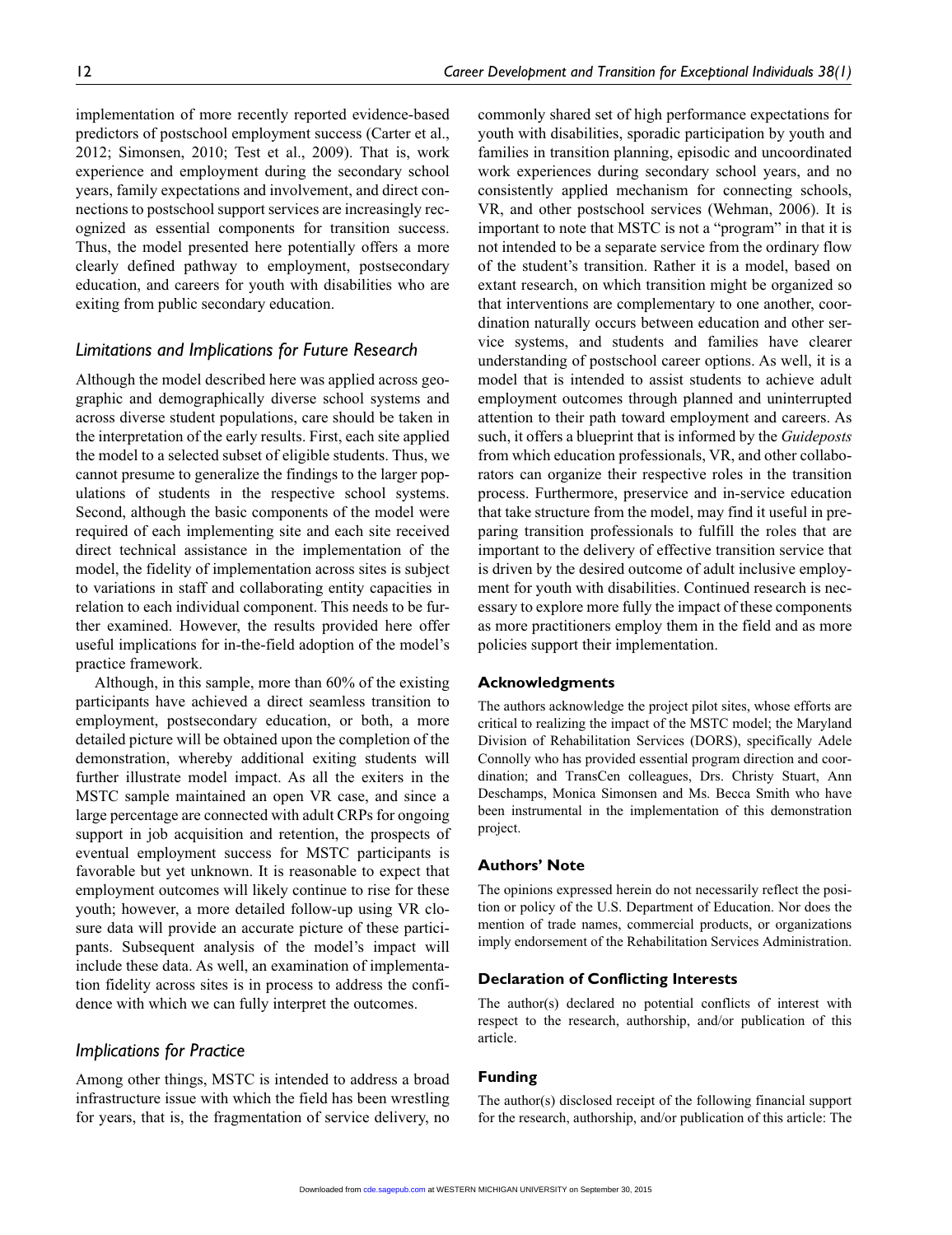implementation of more recently reported evidence-based predictors of postschool employment success (Carter et al., 2012; Simonsen, 2010; Test et al., 2009). That is, work experience and employment during the secondary school years, family expectations and involvement, and direct connections to postschool support services are increasingly recognized as essential components for transition success. Thus, the model presented here potentially offers a more clearly defined pathway to employment, postsecondary education, and careers for youth with disabilities who are exiting from public secondary education.

## *Limitations and Implications for Future Research*

Although the model described here was applied across geographic and demographically diverse school systems and across diverse student populations, care should be taken in the interpretation of the early results. First, each site applied the model to a selected subset of eligible students. Thus, we cannot presume to generalize the findings to the larger populations of students in the respective school systems. Second, although the basic components of the model were required of each implementing site and each site received direct technical assistance in the implementation of the model, the fidelity of implementation across sites is subject to variations in staff and collaborating entity capacities in relation to each individual component. This needs to be further examined. However, the results provided here offer useful implications for in-the-field adoption of the model's practice framework.

Although, in this sample, more than 60% of the existing participants have achieved a direct seamless transition to employment, postsecondary education, or both, a more detailed picture will be obtained upon the completion of the demonstration, whereby additional exiting students will further illustrate model impact. As all the exiters in the MSTC sample maintained an open VR case, and since a large percentage are connected with adult CRPs for ongoing support in job acquisition and retention, the prospects of eventual employment success for MSTC participants is favorable but yet unknown. It is reasonable to expect that employment outcomes will likely continue to rise for these youth; however, a more detailed follow-up using VR closure data will provide an accurate picture of these participants. Subsequent analysis of the model's impact will include these data. As well, an examination of implementation fidelity across sites is in process to address the confidence with which we can fully interpret the outcomes.

## *Implications for Practice*

Among other things, MSTC is intended to address a broad infrastructure issue with which the field has been wrestling for years, that is, the fragmentation of service delivery, no commonly shared set of high performance expectations for youth with disabilities, sporadic participation by youth and families in transition planning, episodic and uncoordinated work experiences during secondary school years, and no consistently applied mechanism for connecting schools, VR, and other postschool services (Wehman, 2006). It is important to note that MSTC is not a "program" in that it is not intended to be a separate service from the ordinary flow of the student's transition. Rather it is a model, based on extant research, on which transition might be organized so that interventions are complementary to one another, coordination naturally occurs between education and other service systems, and students and families have clearer understanding of postschool career options. As well, it is a model that is intended to assist students to achieve adult employment outcomes through planned and uninterrupted attention to their path toward employment and careers. As such, it offers a blueprint that is informed by the *Guideposts* from which education professionals, VR, and other collaborators can organize their respective roles in the transition process. Furthermore, preservice and in-service education that take structure from the model, may find it useful in preparing transition professionals to fulfill the roles that are important to the delivery of effective transition service that is driven by the desired outcome of adult inclusive employment for youth with disabilities. Continued research is necessary to explore more fully the impact of these components as more practitioners employ them in the field and as more policies support their implementation.

### Acknowledgments

The authors acknowledge the project pilot sites, whose efforts are critical to realizing the impact of the MSTC model; the Maryland Division of Rehabilitation Services (DORS), specifically Adele Connolly who has provided essential program direction and coordination; and TransCen colleagues, Drs. Christy Stuart, Ann Deschamps, Monica Simonsen and Ms. Becca Smith who have been instrumental in the implementation of this demonstration project.

### Authors' Note

The opinions expressed herein do not necessarily reflect the position or policy of the U.S. Department of Education. Nor does the mention of trade names, commercial products, or organizations imply endorsement of the Rehabilitation Services Administration.

### Declaration of Conflicting Interests

The author(s) declared no potential conflicts of interest with respect to the research, authorship, and/or publication of this article.

### Funding

The author(s) disclosed receipt of the following financial support for the research, authorship, and/or publication of this article: The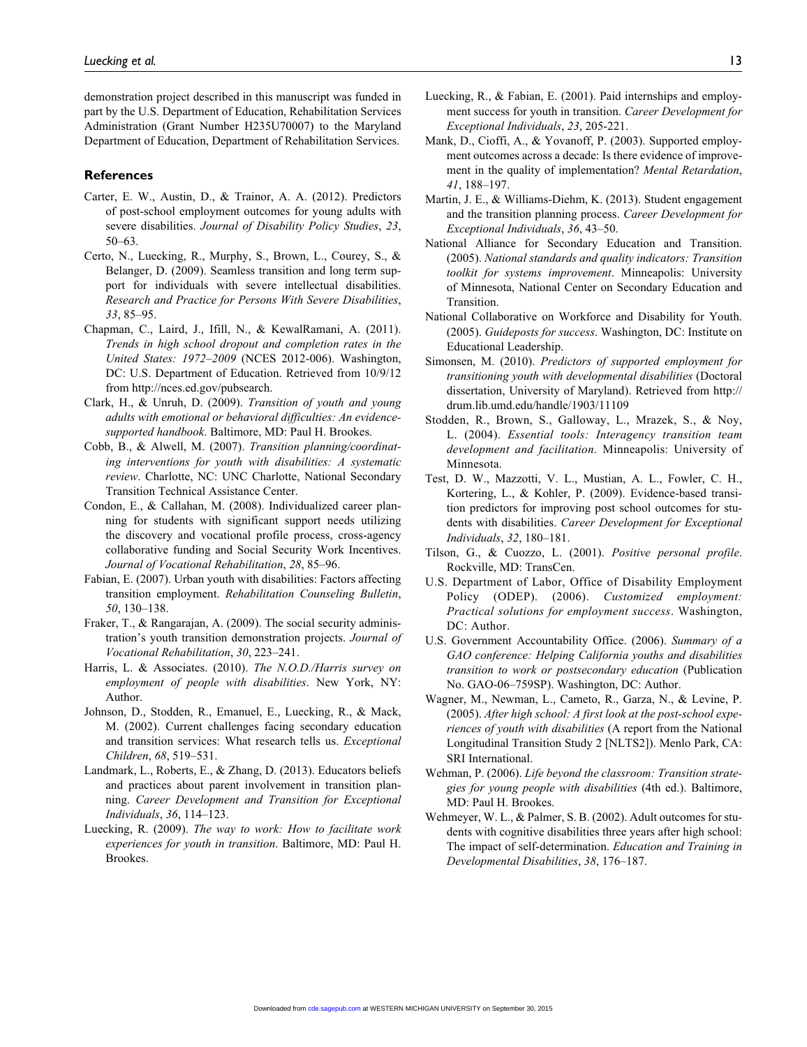demonstration project described in this manuscript was funded in part by the U.S. Department of Education, Rehabilitation Services Administration (Grant Number H235U70007) to the Maryland Department of Education, Department of Rehabilitation Services.

## References

Carter, E. W., Austin, D., & Trainor, A. A. (2012). Predictors of post-school employment outcomes for young adults with severe disabilities. *Journal of Disability Policy Studies*, *23*, 50–63.

Certo, N., Luecking, R., Murphy, S., Brown, L., Courey, S., & Belanger, D. (2009). Seamless transition and long term support for individuals with severe intellectual disabilities. *Research and Practice for Persons With Severe Disabilities*, *33*, 85–95.

Chapman, C., Laird, J., Ifill, N., & KewalRamani, A. (2011). *Trends in high school dropout and completion rates in the United States: 1972–2009* (NCES 2012-006). Washington, DC: U.S. Department of Education. Retrieved from 10/9/12 from http://nces.ed.gov/pubsearch.

Clark, H., & Unruh, D. (2009). *Transition of youth and young adults with emotional or behavioral difficulties: An evidence-supported handbook*. Baltimore, MD: Paul H. Brookes.

Cobb, B., & Alwell, M. (2007). *Transition planning/coordinating interventions for youth with disabilities: A systematic review*. Charlotte, NC: UNC Charlotte, National Secondary Transition Technical Assistance Center.

Condon, E., & Callahan, M. (2008). Individualized career planning for students with significant support needs utilizing the discovery and vocational profile process, cross-agency collaborative funding and Social Security Work Incentives. *Journal of Vocational Rehabilitation*, *28*, 85–96.

Fabian, E. (2007). Urban youth with disabilities: Factors affecting transition employment. *Rehabilitation Counseling Bulletin*, *50*, 130–138.

Fraker, T., & Rangarajan, A. (2009). The social security administration's youth transition demonstration projects. *Journal of Vocational Rehabilitation*, *30*, 223–241.

Harris, L. & Associates. (2010). *The N.O.D./Harris survey on employment of people with disabilities*. New York, NY: Author.

Johnson, D., Stodden, R., Emanuel, E., Luecking, R., & Mack, M. (2002). Current challenges facing secondary education and transition services: What research tells us. *Exceptional Children*, *68*, 519–531.

Landmark, L., Roberts, E., & Zhang, D. (2013). Educators beliefs and practices about parent involvement in transition planning. *Career Development and Transition for Exceptional Individuals*, *36*, 114–123.

Luecking, R. (2009). *The way to work: How to facilitate work experiences for youth in transition*. Baltimore, MD: Paul H. Brookes.

Luecking, R., & Fabian, E. (2001). Paid internships and employment success for youth in transition. *Career Development for Exceptional Individuals*, *23*, 205-221.

Mank, D., Cioffi, A., & Yovanoff, P. (2003). Supported employment outcomes across a decade: Is there evidence of improvement in the quality of implementation? *Mental Retardation*, *41*, 188–197.

Martin, J. E., & Williams-Diehm, K. (2013). Student engagement and the transition planning process. *Career Development for Exceptional Individuals*, *36*, 43–50.

National Alliance for Secondary Education and Transition. (2005). *National standards and quality indicators: Transition toolkit for systems improvement*. Minneapolis: University of Minnesota, National Center on Secondary Education and Transition.

National Collaborative on Workforce and Disability for Youth. (2005). *Guideposts for success*. Washington, DC: Institute on Educational Leadership.

Simonsen, M. (2010). *Predictors of supported employment for transitioning youth with developmental disabilities* (Doctoral dissertation, University of Maryland). Retrieved from http://drum.lib.umd.edu/handle/1903/11109

Stodden, R., Brown, S., Galloway, L., Mrazek, S., & Noy, L. (2004). *Essential tools: Interagency transition team development and facilitation*. Minneapolis: University of Minnesota.

Test, D. W., Mazzotti, V. L., Mustian, A. L., Fowler, C. H., Kortering, L., & Kohler, P. (2009). Evidence-based transition predictors for improving post school outcomes for students with disabilities. *Career Development for Exceptional Individuals*, *32*, 180–181.

Tilson, G., & Cuozzo, L. (2001). *Positive personal profile*. Rockville, MD: TransCen.

U.S. Department of Labor, Office of Disability Employment Policy (ODEP). (2006). *Customized employment: Practical solutions for employment success*. Washington, DC: Author.

U.S. Government Accountability Office. (2006). *Summary of a GAO conference: Helping California youths and disabilities transition to work or postsecondary education* (Publication No. GAO-06–759SP). Washington, DC: Author.

Wagner, M., Newman, L., Cameto, R., Garza, N., & Levine, P. (2005). *After high school: A first look at the post-school experiences of youth with disabilities* (A report from the National Longitudinal Transition Study 2 [NLTS2]). Menlo Park, CA: SRI International.

Wehman, P. (2006). *Life beyond the classroom: Transition strategies for young people with disabilities* (4th ed.). Baltimore, MD: Paul H. Brookes.

Wehmeyer, W. L., & Palmer, S. B. (2002). Adult outcomes for students with cognitive disabilities three years after high school: The impact of self-determination. *Education and Training in Developmental Disabilities*, *38*, 176–187.